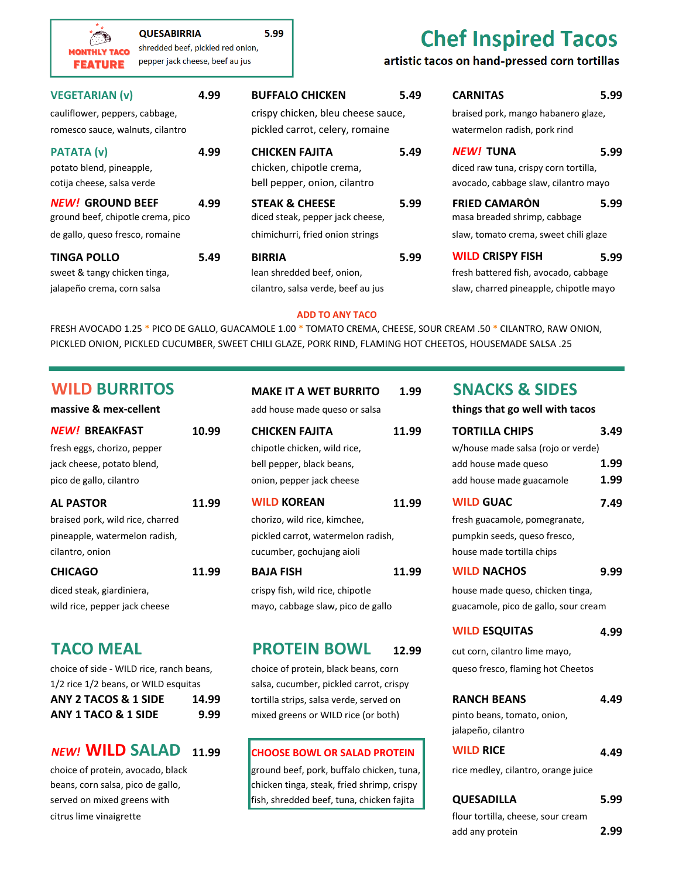**MONTHLY TACO FEATURE**

**QUESABIRRIA** 5.99
shredded beef, pickled red onion, pepper jack cheese, beef au jus

# Chef Inspired Tacos

**artistic tacos on hand-pressed corn tortillas**

**VEGETARIAN (v)** 4.99
cauliflower, peppers, cabbage, romesco sauce, walnuts, cilantro

**PATATA (v)** 4.99
potato blend, pineapple, cotija cheese, salsa verde

***NEW!*** **GROUND BEEF** 4.99
ground beef, chipotle crema, pico de gallo, queso fresco, romaine

**TINGA POLLO** 5.49
sweet & tangy chicken tinga, jalapeño crema, corn salsa

**BUFFALO CHICKEN** 5.49
crispy chicken, bleu cheese sauce, pickled carrot, celery, romaine

**CHICKEN FAJITA** 5.49
chicken, chipotle crema, bell pepper, onion, cilantro

**STEAK & CHEESE** 5.99
diced steak, pepper jack cheese, chimichurri, fried onion strings

**BIRRIA** 5.99
lean shredded beef, onion, cilantro, salsa verde, beef au jus

**CARNITAS** 5.99
braised pork, mango habanero glaze, watermelon radish, pork rind

***NEW!*** **TUNA** 5.99
diced raw tuna, crispy corn tortilla, avocado, cabbage slaw, cilantro mayo

**FRIED CAMARÓN** 5.99
masa breaded shrimp, cabbage slaw, tomato crema, sweet chili glaze

**WILD CRISPY FISH** 5.99
fresh battered fish, avocado, cabbage slaw, charred pineapple, chipotle mayo

**ADD TO ANY TACO**

FRESH AVOCADO 1.25 * PICO DE GALLO, GUACAMOLE 1.00 * TOMATO CREMA, CHEESE, SOUR CREAM .50 * CILANTRO, RAW ONION, PICKLED ONION, PICKLED CUCUMBER, SWEET CHILI GLAZE, PORK RIND, FLAMING HOT CHEETOS, HOUSEMADE SALSA .25

## WILD BURRITOS

**massive & mex-cellent**

***NEW!*** **BREAKFAST** 10.99
fresh eggs, chorizo, pepper jack cheese, potato blend, pico de gallo, cilantro

**AL PASTOR** 11.99
braised pork, wild rice, charred pineapple, watermelon radish, cilantro, onion

**CHICAGO** 11.99
diced steak, giardiniera, wild rice, pepper jack cheese

**MAKE IT A WET BURRITO** 1.99
add house made queso or salsa

**CHICKEN FAJITA** 11.99
chipotle chicken, wild rice, bell pepper, black beans, onion, pepper jack cheese

**WILD KOREAN** 11.99
chorizo, wild rice, kimchee, pickled carrot, watermelon radish, cucumber, gochujang aioli

**BAJA FISH** 11.99
crispy fish, wild rice, chipotle mayo, cabbage slaw, pico de gallo

## TACO MEAL

choice of side - WILD rice, ranch beans, 1/2 rice 1/2 beans, or WILD esquitas

**ANY 2 TACOS & 1 SIDE** 14.99
**ANY 1 TACO & 1 SIDE** 9.99

## PROTEIN BOWL 12.99

choice of protein, black beans, corn salsa, cucumber, pickled carrot, crispy tortilla strips, salsa verde, served on mixed greens or WILD rice (or both)

## *NEW!* WILD SALAD 11.99

choice of protein, avocado, black beans, corn salsa, pico de gallo, served on mixed greens with citrus lime vinaigrette

**CHOOSE BOWL OR SALAD PROTEIN**
ground beef, pork, buffalo chicken, tuna, chicken tinga, steak, fried shrimp, crispy fish, shredded beef, tuna, chicken fajita

## SNACKS & SIDES

**things that go well with tacos**

**TORTILLA CHIPS** 3.49
w/house made salsa (rojo or verde)
add house made queso 1.99
add house made guacamole 1.99

**WILD GUAC** 7.49
fresh guacamole, pomegranate, pumpkin seeds, queso fresco, house made tortilla chips

**WILD NACHOS** 9.99
house made queso, chicken tinga, guacamole, pico de gallo, sour cream

**WILD ESQUITAS** 4.99
cut corn, cilantro lime mayo, queso fresco, flaming hot Cheetos

**RANCH BEANS** 4.49
pinto beans, tomato, onion, jalapeño, cilantro

**WILD RICE** 4.49
rice medley, cilantro, orange juice

**QUESADILLA** 5.99
flour tortilla, cheese, sour cream
add any protein 2.99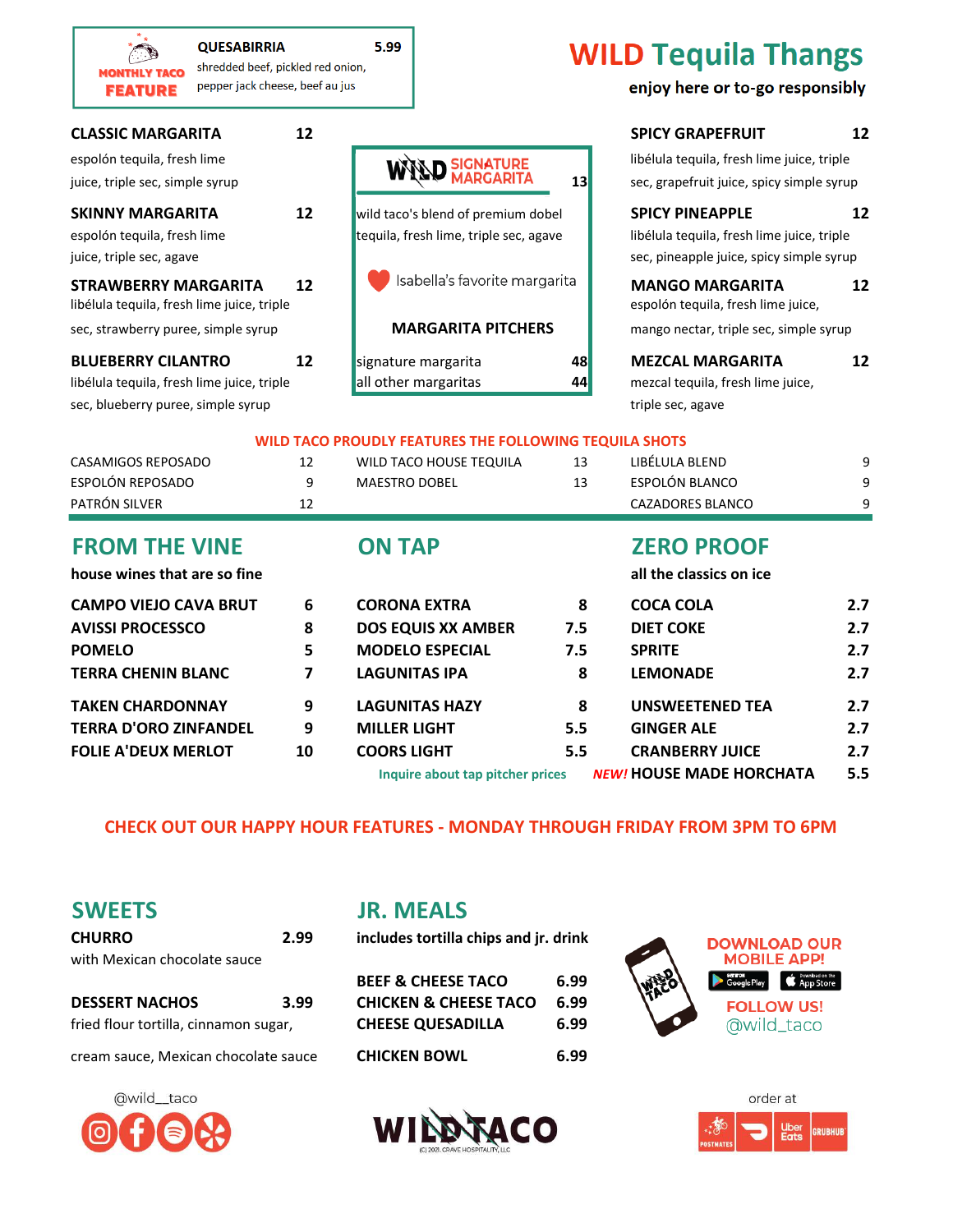**MONTHLY TACO FEATURE**

**QUESABIRRIA** 5.99
shredded beef, pickled red onion, pepper jack cheese, beef au jus

# WILD Tequila Thangs

**enjoy here or to-go responsibly**

**CLASSIC MARGARITA** 12
espolón tequila, fresh lime juice, triple sec, simple syrup

**SKINNY MARGARITA** 12
espolón tequila, fresh lime juice, triple sec, agave

**STRAWBERRY MARGARITA** 12
libélula tequila, fresh lime juice, triple sec, strawberry puree, simple syrup

**BLUEBERRY CILANTRO** 12
libélula tequila, fresh lime juice, triple sec, blueberry puree, simple syrup

**WILD SIGNATURE MARGARITA** 13
wild taco's blend of premium dobel tequila, fresh lime, triple sec, agave

♥ Isabella's favorite margarita

**MARGARITA PITCHERS**

| | |
|---|---|
| signature margarita | 48 |
| all other margaritas | 44 |

**SPICY GRAPEFRUIT** 12
libélula tequila, fresh lime juice, triple sec, grapefruit juice, spicy simple syrup

**SPICY PINEAPPLE** 12
libélula tequila, fresh lime juice, triple sec, pineapple juice, spicy simple syrup

**MANGO MARGARITA** 12
espolón tequila, fresh lime juice, mango nectar, triple sec, simple syrup

**MEZCAL MARGARITA** 12
mezcal tequila, fresh lime juice, triple sec, agave

**WILD TACO PROUDLY FEATURES THE FOLLOWING TEQUILA SHOTS**

| | |
|---|---|
| CASAMIGOS REPOSADO | 12 |
| ESPOLÓN REPOSADO | 9 |
| PATRÓN SILVER | 12 |
| WILD TACO HOUSE TEQUILA | 13 |
| MAESTRO DOBEL | 13 |
| LIBÉLULA BLEND | 9 |
| ESPOLÓN BLANCO | 9 |
| CAZADORES BLANCO | 9 |

## FROM THE VINE

**house wines that are so fine**

| | |
|---|---|
| CAMPO VIEJO CAVA BRUT | 6 |
| AVISSI PROCESSCO | 8 |
| POMELO | 5 |
| TERRA CHENIN BLANC | 7 |
| TAKEN CHARDONNAY | 9 |
| TERRA D'ORO ZINFANDEL | 9 |
| FOLIE A'DEUX MERLOT | 10 |

## ON TAP

| | |
|---|---|
| CORONA EXTRA | 8 |
| DOS EQUIS XX AMBER | 7.5 |
| MODELO ESPECIAL | 7.5 |
| LAGUNITAS IPA | 8 |
| LAGUNITAS HAZY | 8 |
| MILLER LIGHT | 5.5 |
| COORS LIGHT | 5.5 |

Inquire about tap pitcher prices

## ZERO PROOF

**all the classics on ice**

| | |
|---|---|
| COCA COLA | 2.7 |
| DIET COKE | 2.7 |
| SPRITE | 2.7 |
| LEMONADE | 2.7 |
| UNSWEETENED TEA | 2.7 |
| GINGER ALE | 2.7 |
| CRANBERRY JUICE | 2.7 |
| *NEW!* HOUSE MADE HORCHATA | 5.5 |

**CHECK OUT OUR HAPPY HOUR FEATURES - MONDAY THROUGH FRIDAY FROM 3PM TO 6PM**

## SWEETS

**CHURRO** 2.99
with Mexican chocolate sauce

**DESSERT NACHOS** 3.99
fried flour tortilla, cinnamon sugar, cream sauce, Mexican chocolate sauce

## JR. MEALS

**includes tortilla chips and jr. drink**

| | |
|---|---|
| BEEF & CHEESE TACO | 6.99 |
| CHICKEN & CHEESE TACO | 6.99 |
| CHEESE QUESADILLA | 6.99 |
| CHICKEN BOWL | 6.99 |

**DOWNLOAD OUR MOBILE APP!**

**FOLLOW US!** @wild_taco

@wild__taco

WILD TACO

(C) 2021. CRAVE HOSPITALITY, LLC

order at

POSTMATES · Uber Eats · GRUBHUB